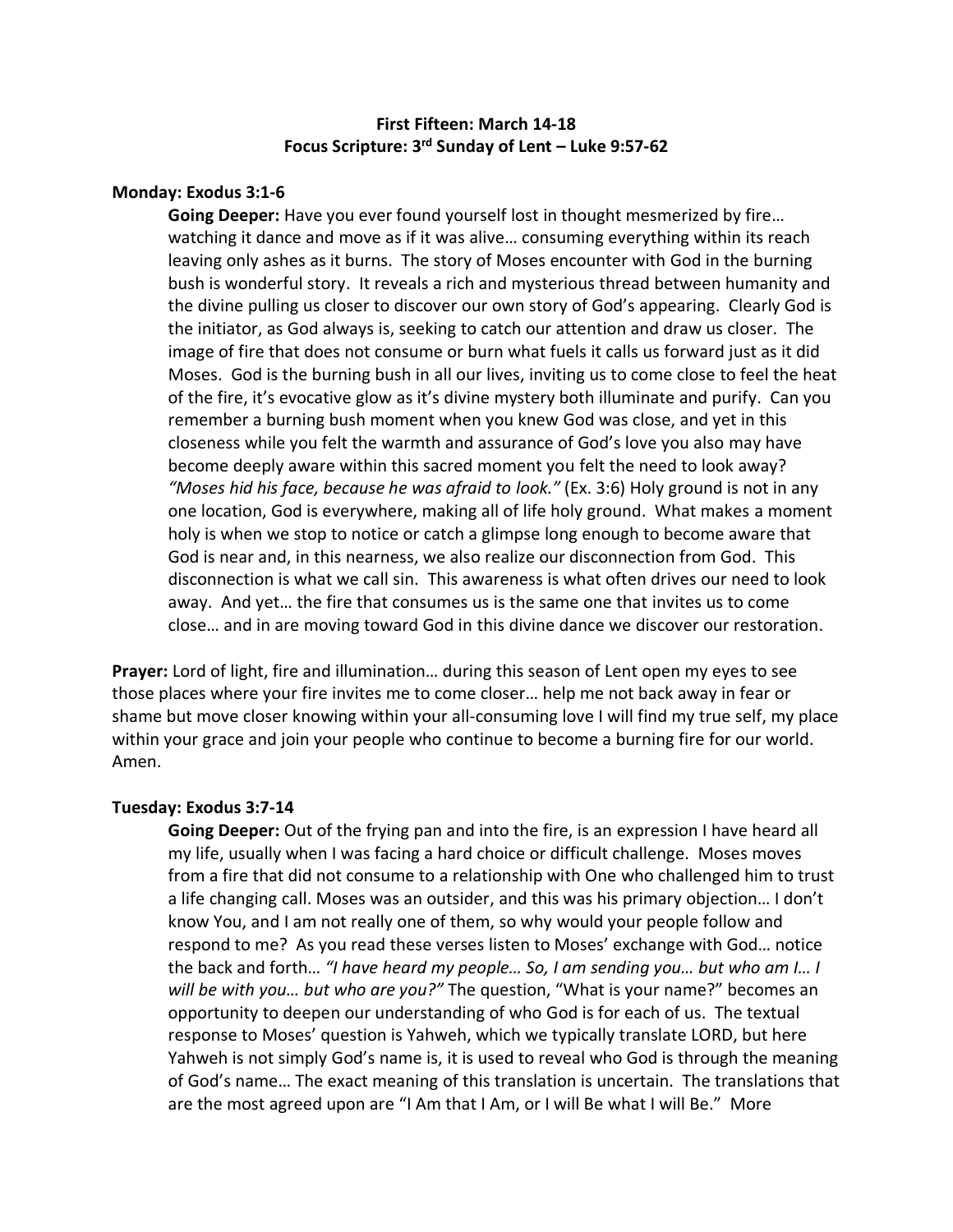**First Fifteen: March 14-18**
**Focus Scripture: 3rd Sunday of Lent – Luke 9:57-62**

**Monday: Exodus 3:1-6**

**Going Deeper:** Have you ever found yourself lost in thought mesmerized by fire… watching it dance and move as if it was alive… consuming everything within its reach leaving only ashes as it burns. The story of Moses encounter with God in the burning bush is wonderful story. It reveals a rich and mysterious thread between humanity and the divine pulling us closer to discover our own story of God's appearing. Clearly God is the initiator, as God always is, seeking to catch our attention and draw us closer. The image of fire that does not consume or burn what fuels it calls us forward just as it did Moses. God is the burning bush in all our lives, inviting us to come close to feel the heat of the fire, it's evocative glow as it's divine mystery both illuminate and purify. Can you remember a burning bush moment when you knew God was close, and yet in this closeness while you felt the warmth and assurance of God's love you also may have become deeply aware within this sacred moment you felt the need to look away? *"Moses hid his face, because he was afraid to look."* (Ex. 3:6) Holy ground is not in any one location, God is everywhere, making all of life holy ground. What makes a moment holy is when we stop to notice or catch a glimpse long enough to become aware that God is near and, in this nearness, we also realize our disconnection from God. This disconnection is what we call sin. This awareness is what often drives our need to look away. And yet… the fire that consumes us is the same one that invites us to come close… and in are moving toward God in this divine dance we discover our restoration.

**Prayer:** Lord of light, fire and illumination… during this season of Lent open my eyes to see those places where your fire invites me to come closer… help me not back away in fear or shame but move closer knowing within your all-consuming love I will find my true self, my place within your grace and join your people who continue to become a burning fire for our world. Amen.

**Tuesday: Exodus 3:7-14**

**Going Deeper:** Out of the frying pan and into the fire, is an expression I have heard all my life, usually when I was facing a hard choice or difficult challenge. Moses moves from a fire that did not consume to a relationship with One who challenged him to trust a life changing call. Moses was an outsider, and this was his primary objection… I don't know You, and I am not really one of them, so why would your people follow and respond to me? As you read these verses listen to Moses' exchange with God… notice the back and forth… *"I have heard my people… So, I am sending you… but who am I… I will be with you… but who are you?"* The question, "What is your name?" becomes an opportunity to deepen our understanding of who God is for each of us. The textual response to Moses' question is Yahweh, which we typically translate LORD, but here Yahweh is not simply God's name is, it is used to reveal who God is through the meaning of God's name… The exact meaning of this translation is uncertain. The translations that are the most agreed upon are "I Am that I Am, or I will Be what I will Be." More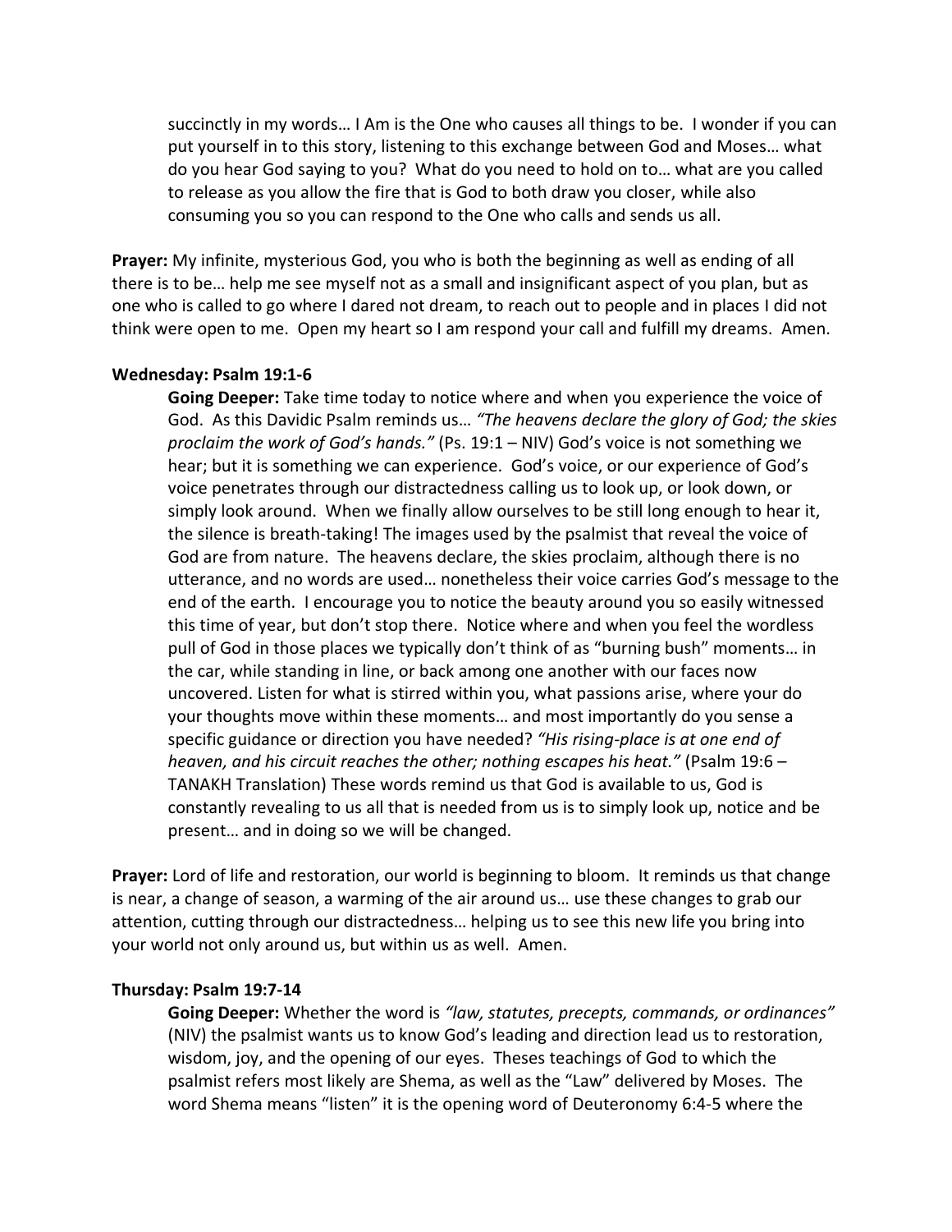succinctly in my words… I Am is the One who causes all things to be. I wonder if you can put yourself in to this story, listening to this exchange between God and Moses… what do you hear God saying to you? What do you need to hold on to… what are you called to release as you allow the fire that is God to both draw you closer, while also consuming you so you can respond to the One who calls and sends us all.

**Prayer:** My infinite, mysterious God, you who is both the beginning as well as ending of all there is to be… help me see myself not as a small and insignificant aspect of you plan, but as one who is called to go where I dared not dream, to reach out to people and in places I did not think were open to me. Open my heart so I am respond your call and fulfill my dreams. Amen.

**Wednesday: Psalm 19:1-6**

**Going Deeper:** Take time today to notice where and when you experience the voice of God. As this Davidic Psalm reminds us… *"The heavens declare the glory of God; the skies proclaim the work of God's hands."* (Ps. 19:1 – NIV) God's voice is not something we hear; but it is something we can experience. God's voice, or our experience of God's voice penetrates through our distractedness calling us to look up, or look down, or simply look around. When we finally allow ourselves to be still long enough to hear it, the silence is breath-taking! The images used by the psalmist that reveal the voice of God are from nature. The heavens declare, the skies proclaim, although there is no utterance, and no words are used… nonetheless their voice carries God's message to the end of the earth. I encourage you to notice the beauty around you so easily witnessed this time of year, but don't stop there. Notice where and when you feel the wordless pull of God in those places we typically don't think of as "burning bush" moments… in the car, while standing in line, or back among one another with our faces now uncovered. Listen for what is stirred within you, what passions arise, where your do your thoughts move within these moments… and most importantly do you sense a specific guidance or direction you have needed? *"His rising-place is at one end of heaven, and his circuit reaches the other; nothing escapes his heat."* (Psalm 19:6 – TANAKH Translation) These words remind us that God is available to us, God is constantly revealing to us all that is needed from us is to simply look up, notice and be present… and in doing so we will be changed.

**Prayer:** Lord of life and restoration, our world is beginning to bloom. It reminds us that change is near, a change of season, a warming of the air around us… use these changes to grab our attention, cutting through our distractedness… helping us to see this new life you bring into your world not only around us, but within us as well. Amen.

**Thursday: Psalm 19:7-14**

**Going Deeper:** Whether the word is *"law, statutes, precepts, commands, or ordinances"* (NIV) the psalmist wants us to know God's leading and direction lead us to restoration, wisdom, joy, and the opening of our eyes. Theses teachings of God to which the psalmist refers most likely are Shema, as well as the "Law" delivered by Moses. The word Shema means "listen" it is the opening word of Deuteronomy 6:4-5 where the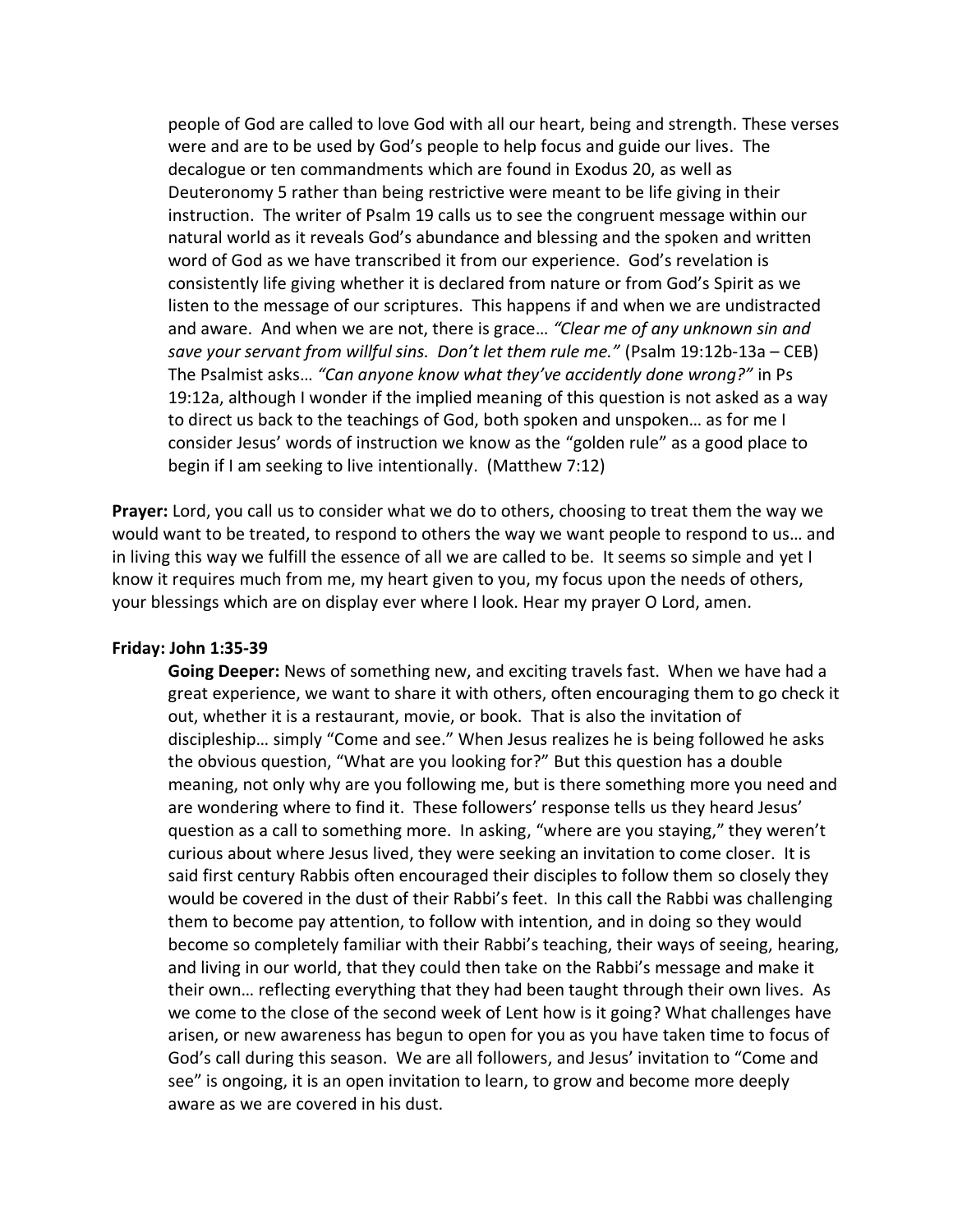people of God are called to love God with all our heart, being and strength. These verses were and are to be used by God's people to help focus and guide our lives. The decalogue or ten commandments which are found in Exodus 20, as well as Deuteronomy 5 rather than being restrictive were meant to be life giving in their instruction. The writer of Psalm 19 calls us to see the congruent message within our natural world as it reveals God's abundance and blessing and the spoken and written word of God as we have transcribed it from our experience. God's revelation is consistently life giving whether it is declared from nature or from God's Spirit as we listen to the message of our scriptures. This happens if and when we are undistracted and aware. And when we are not, there is grace… *"Clear me of any unknown sin and save your servant from willful sins. Don't let them rule me."* (Psalm 19:12b-13a – CEB) The Psalmist asks… *"Can anyone know what they've accidently done wrong?"* in Ps 19:12a, although I wonder if the implied meaning of this question is not asked as a way to direct us back to the teachings of God, both spoken and unspoken… as for me I consider Jesus' words of instruction we know as the "golden rule" as a good place to begin if I am seeking to live intentionally. (Matthew 7:12)

**Prayer:** Lord, you call us to consider what we do to others, choosing to treat them the way we would want to be treated, to respond to others the way we want people to respond to us… and in living this way we fulfill the essence of all we are called to be. It seems so simple and yet I know it requires much from me, my heart given to you, my focus upon the needs of others, your blessings which are on display ever where I look. Hear my prayer O Lord, amen.

**Friday: John 1:35-39**

**Going Deeper:** News of something new, and exciting travels fast. When we have had a great experience, we want to share it with others, often encouraging them to go check it out, whether it is a restaurant, movie, or book. That is also the invitation of discipleship… simply "Come and see." When Jesus realizes he is being followed he asks the obvious question, "What are you looking for?" But this question has a double meaning, not only why are you following me, but is there something more you need and are wondering where to find it. These followers' response tells us they heard Jesus' question as a call to something more. In asking, "where are you staying," they weren't curious about where Jesus lived, they were seeking an invitation to come closer. It is said first century Rabbis often encouraged their disciples to follow them so closely they would be covered in the dust of their Rabbi's feet. In this call the Rabbi was challenging them to become pay attention, to follow with intention, and in doing so they would become so completely familiar with their Rabbi's teaching, their ways of seeing, hearing, and living in our world, that they could then take on the Rabbi's message and make it their own… reflecting everything that they had been taught through their own lives. As we come to the close of the second week of Lent how is it going? What challenges have arisen, or new awareness has begun to open for you as you have taken time to focus of God's call during this season. We are all followers, and Jesus' invitation to "Come and see" is ongoing, it is an open invitation to learn, to grow and become more deeply aware as we are covered in his dust.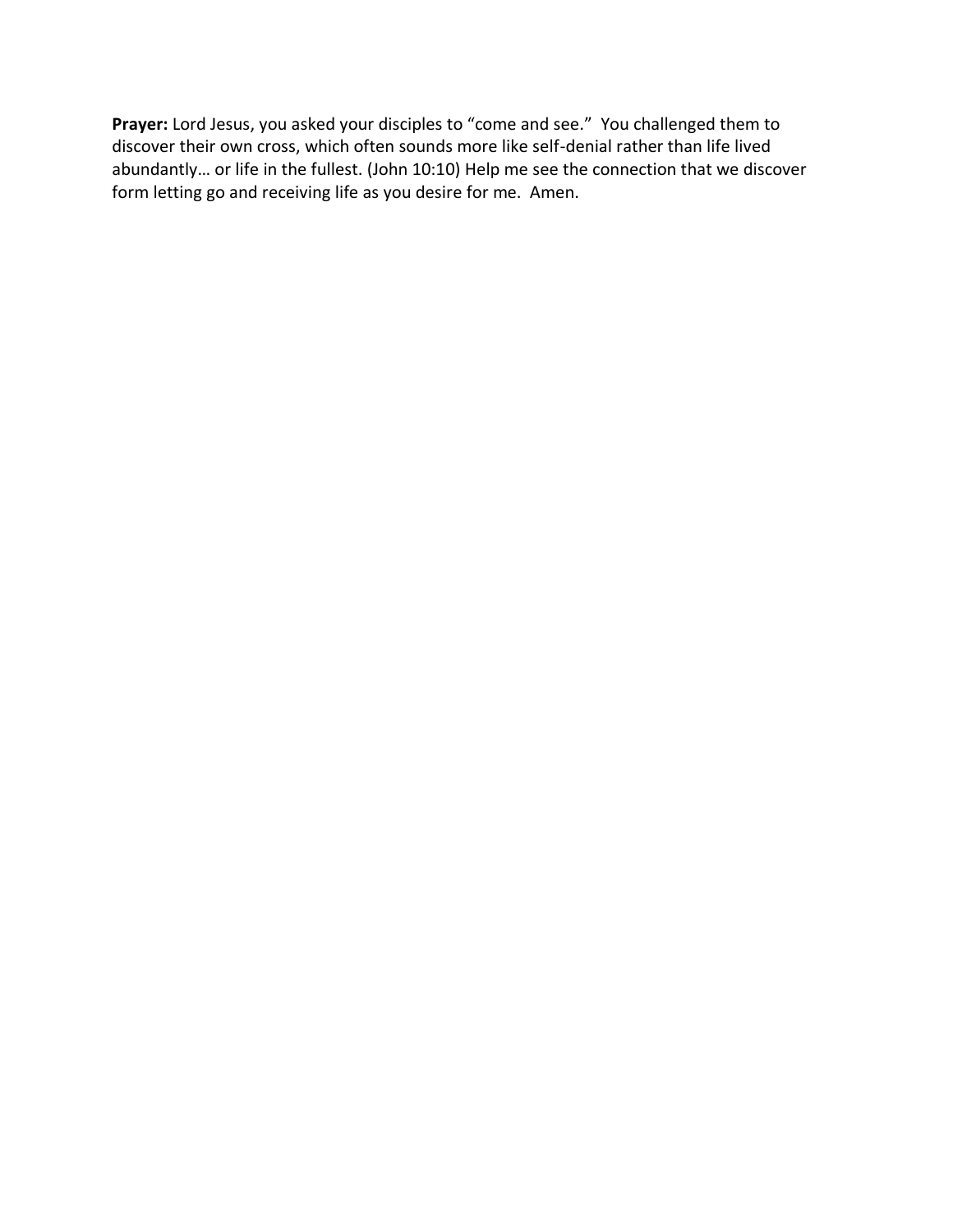**Prayer:** Lord Jesus, you asked your disciples to "come and see." You challenged them to discover their own cross, which often sounds more like self-denial rather than life lived abundantly… or life in the fullest. (John 10:10) Help me see the connection that we discover form letting go and receiving life as you desire for me. Amen.